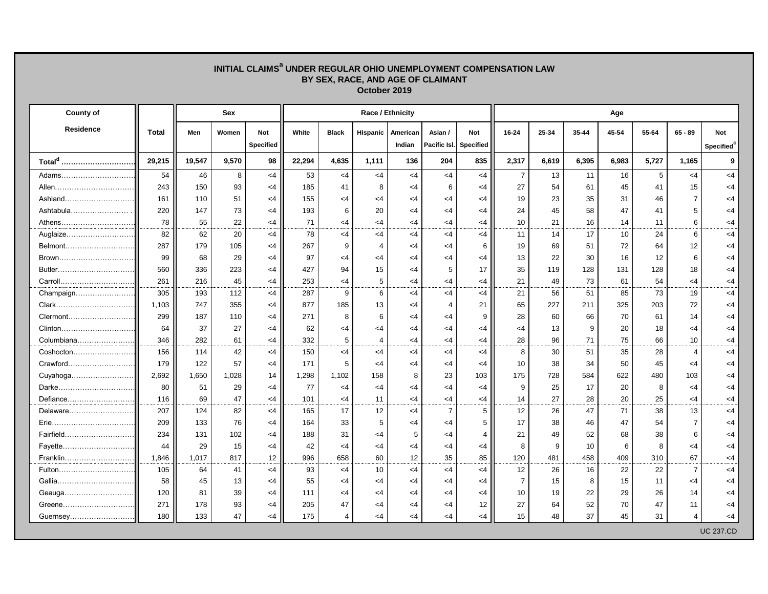# INITIAL CLAIMS[a] UNDER REGULAR OHIO UNEMPLOYMENT COMPENSATION LAW
## BY SEX, RACE, AND AGE OF CLAIMANT
### October 2019

| County of Residence | Total | Sex | | | Race / Ethnicity | | | | | | Age | | | | | | |
|---|---|---|---|---|---|---|---|---|---|---|---|---|---|---|---|---|---|
| | | Men | Women | Not Specified | White | Black | Hispanic | American Indian | Asian / Pacific Isl. | Not Specified | 16-24 | 25-34 | 35-44 | 45-54 | 55-64 | 65 - 89 | Not Specified[c] |
| **Total[d]** | **29,215** | **19,547** | **9,570** | **98** | **22,294** | **4,635** | **1,111** | **136** | **204** | **835** | **2,317** | **6,619** | **6,395** | **6,983** | **5,727** | **1,165** | **9** |
| Adams | 54 | 46 | 8 | <4 | 53 | <4 | <4 | <4 | <4 | <4 | 7 | 13 | 11 | 16 | 5 | <4 | <4 |
| Allen | 243 | 150 | 93 | <4 | 185 | 41 | 8 | <4 | 6 | <4 | 27 | 54 | 61 | 45 | 41 | 15 | <4 |
| Ashland | 161 | 110 | 51 | <4 | 155 | <4 | <4 | <4 | <4 | <4 | 19 | 23 | 35 | 31 | 46 | 7 | <4 |
| Ashtabula | 220 | 147 | 73 | <4 | 193 | 6 | 20 | <4 | <4 | <4 | 24 | 45 | 58 | 47 | 41 | 5 | <4 |
| Athens | 78 | 55 | 22 | <4 | 71 | <4 | <4 | <4 | <4 | <4 | 10 | 21 | 16 | 14 | 11 | 6 | <4 |
| Auglaize | 82 | 62 | 20 | <4 | 78 | <4 | <4 | <4 | <4 | <4 | 11 | 14 | 17 | 10 | 24 | 6 | <4 |
| Belmont | 287 | 179 | 105 | <4 | 267 | 9 | 4 | <4 | <4 | 6 | 19 | 69 | 51 | 72 | 64 | 12 | <4 |
| Brown | 99 | 68 | 29 | <4 | 97 | <4 | <4 | <4 | <4 | <4 | 13 | 22 | 30 | 16 | 12 | 6 | <4 |
| Butler | 560 | 336 | 223 | <4 | 427 | 94 | 15 | <4 | 5 | 17 | 35 | 119 | 128 | 131 | 128 | 18 | <4 |
| Carroll | 261 | 216 | 45 | <4 | 253 | <4 | 5 | <4 | <4 | <4 | 21 | 49 | 73 | 61 | 54 | <4 | <4 |
| Champaign | 305 | 193 | 112 | <4 | 287 | 9 | 6 | <4 | <4 | <4 | 21 | 56 | 51 | 85 | 73 | 19 | <4 |
| Clark | 1,103 | 747 | 355 | <4 | 877 | 185 | 13 | <4 | 4 | 21 | 65 | 227 | 211 | 325 | 203 | 72 | <4 |
| Clermont | 299 | 187 | 110 | <4 | 271 | 8 | 6 | <4 | <4 | 9 | 28 | 60 | 66 | 70 | 61 | 14 | <4 |
| Clinton | 64 | 37 | 27 | <4 | 62 | <4 | <4 | <4 | <4 | <4 | <4 | 13 | 9 | 20 | 18 | <4 | <4 |
| Columbiana | 346 | 282 | 61 | <4 | 332 | 5 | 4 | <4 | <4 | <4 | 28 | 96 | 71 | 75 | 66 | 10 | <4 |
| Coshocton | 156 | 114 | 42 | <4 | 150 | <4 | <4 | <4 | <4 | <4 | 8 | 30 | 51 | 35 | 28 | 4 | <4 |
| Crawford | 179 | 122 | 57 | <4 | 171 | 5 | <4 | <4 | <4 | <4 | 10 | 38 | 34 | 50 | 45 | <4 | <4 |
| Cuyahoga | 2,692 | 1,650 | 1,028 | 14 | 1,298 | 1,102 | 158 | 8 | 23 | 103 | 175 | 728 | 584 | 622 | 480 | 103 | <4 |
| Darke | 80 | 51 | 29 | <4 | 77 | <4 | <4 | <4 | <4 | <4 | 9 | 25 | 17 | 20 | 8 | <4 | <4 |
| Defiance | 116 | 69 | 47 | <4 | 101 | <4 | 11 | <4 | <4 | <4 | 14 | 27 | 28 | 20 | 25 | <4 | <4 |
| Delaware | 207 | 124 | 82 | <4 | 165 | 17 | 12 | <4 | 7 | 5 | 12 | 26 | 47 | 71 | 38 | 13 | <4 |
| Erie | 209 | 133 | 76 | <4 | 164 | 33 | 5 | <4 | <4 | 5 | 17 | 38 | 46 | 47 | 54 | 7 | <4 |
| Fairfield | 234 | 131 | 102 | <4 | 188 | 31 | <4 | 5 | <4 | 4 | 21 | 49 | 52 | 68 | 38 | 6 | <4 |
| Fayette | 44 | 29 | 15 | <4 | 42 | <4 | <4 | <4 | <4 | <4 | 8 | 9 | 10 | 6 | 8 | <4 | <4 |
| Franklin | 1,846 | 1,017 | 817 | 12 | 996 | 658 | 60 | 12 | 35 | 85 | 120 | 481 | 458 | 409 | 310 | 67 | <4 |
| Fulton | 105 | 64 | 41 | <4 | 93 | <4 | 10 | <4 | <4 | <4 | 12 | 26 | 16 | 22 | 22 | 7 | <4 |
| Gallia | 58 | 45 | 13 | <4 | 55 | <4 | <4 | <4 | <4 | <4 | 7 | 15 | 8 | 15 | 11 | <4 | <4 |
| Geauga | 120 | 81 | 39 | <4 | 111 | <4 | <4 | <4 | <4 | <4 | 10 | 19 | 22 | 29 | 26 | 14 | <4 |
| Greene | 271 | 178 | 93 | <4 | 205 | 47 | <4 | <4 | <4 | 12 | 27 | 64 | 52 | 70 | 47 | 11 | <4 |
| Guernsey | 180 | 133 | 47 | <4 | 175 | 4 | <4 | <4 | <4 | <4 | 15 | 48 | 37 | 45 | 31 | 4 | <4 |

UC 237.CD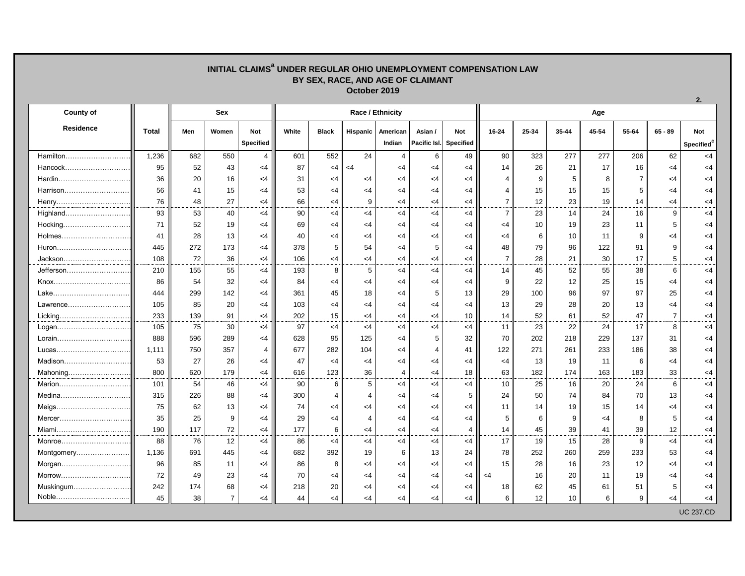# INITIAL CLAIMS[a] UNDER REGULAR OHIO UNEMPLOYMENT COMPENSATION LAW
## BY SEX, RACE, AND AGE OF CLAIMANT
### October 2019

2.

| County of Residence | Total | Sex | | | Race / Ethnicity | | | | | | Age | | | | | | |
|---|---|---|---|---|---|---|---|---|---|---|---|---|---|---|---|---|---|
| | | Men | Women | Not Specified | White | Black | Hispanic | American Indian | Asian / Pacific Isl. | Not Specified | 16-24 | 25-34 | 35-44 | 45-54 | 55-64 | 65 - 89 | Not Specified[c] |
| Hamilton | 1,236 | 682 | 550 | 4 | 601 | 552 | 24 | 4 | 6 | 49 | 90 | 323 | 277 | 277 | 206 | 62 | <4 |
| Hancock | 95 | 52 | 43 | <4 | 87 | <4 | <4 | <4 | <4 | <4 | 14 | 26 | 21 | 17 | 16 | <4 | <4 |
| Hardin | 36 | 20 | 16 | <4 | 31 | <4 | <4 | <4 | <4 | <4 | 4 | 9 | 5 | 8 | 7 | <4 | <4 |
| Harrison | 56 | 41 | 15 | <4 | 53 | <4 | <4 | <4 | <4 | <4 | 4 | 15 | 15 | 15 | 5 | <4 | <4 |
| Henry | 76 | 48 | 27 | <4 | 66 | <4 | 9 | <4 | <4 | <4 | 7 | 12 | 23 | 19 | 14 | <4 | <4 |
| Highland | 93 | 53 | 40 | <4 | 90 | <4 | <4 | <4 | <4 | <4 | 7 | 23 | 14 | 24 | 16 | 9 | <4 |
| Hocking | 71 | 52 | 19 | <4 | 69 | <4 | <4 | <4 | <4 | <4 | <4 | 10 | 19 | 23 | 11 | 5 | <4 |
| Holmes | 41 | 28 | 13 | <4 | 40 | <4 | <4 | <4 | <4 | <4 | <4 | 6 | 10 | 11 | 9 | <4 | <4 |
| Huron | 445 | 272 | 173 | <4 | 378 | 5 | 54 | <4 | 5 | <4 | 48 | 79 | 96 | 122 | 91 | 9 | <4 |
| Jackson | 108 | 72 | 36 | <4 | 106 | <4 | <4 | <4 | <4 | <4 | 7 | 28 | 21 | 30 | 17 | 5 | <4 |
| Jefferson | 210 | 155 | 55 | <4 | 193 | 8 | 5 | <4 | <4 | <4 | 14 | 45 | 52 | 55 | 38 | 6 | <4 |
| Knox | 86 | 54 | 32 | <4 | 84 | <4 | <4 | <4 | <4 | <4 | 9 | 22 | 12 | 25 | 15 | <4 | <4 |
| Lake | 444 | 299 | 142 | <4 | 361 | 45 | 18 | <4 | 5 | 13 | 29 | 100 | 96 | 97 | 97 | 25 | <4 |
| Lawrence | 105 | 85 | 20 | <4 | 103 | <4 | <4 | <4 | <4 | <4 | 13 | 29 | 28 | 20 | 13 | <4 | <4 |
| Licking | 233 | 139 | 91 | <4 | 202 | 15 | <4 | <4 | <4 | 10 | 14 | 52 | 61 | 52 | 47 | 7 | <4 |
| Logan | 105 | 75 | 30 | <4 | 97 | <4 | <4 | <4 | <4 | <4 | 11 | 23 | 22 | 24 | 17 | 8 | <4 |
| Lorain | 888 | 596 | 289 | <4 | 628 | 95 | 125 | <4 | 5 | 32 | 70 | 202 | 218 | 229 | 137 | 31 | <4 |
| Lucas | 1,111 | 750 | 357 | 4 | 677 | 282 | 104 | <4 | 4 | 41 | 122 | 271 | 261 | 233 | 186 | 38 | <4 |
| Madison | 53 | 27 | 26 | <4 | 47 | <4 | <4 | <4 | <4 | <4 | <4 | 13 | 19 | 11 | 6 | <4 | <4 |
| Mahoning | 800 | 620 | 179 | <4 | 616 | 123 | 36 | 4 | <4 | 18 | 63 | 182 | 174 | 163 | 183 | 33 | <4 |
| Marion | 101 | 54 | 46 | <4 | 90 | 6 | 5 | <4 | <4 | <4 | 10 | 25 | 16 | 20 | 24 | 6 | <4 |
| Medina | 315 | 226 | 88 | <4 | 300 | 4 | 4 | <4 | <4 | 5 | 24 | 50 | 74 | 84 | 70 | 13 | <4 |
| Meigs | 75 | 62 | 13 | <4 | 74 | <4 | <4 | <4 | <4 | <4 | 11 | 14 | 19 | 15 | 14 | <4 | <4 |
| Mercer | 35 | 25 | 9 | <4 | 29 | <4 | 4 | <4 | <4 | <4 | 5 | 6 | 9 | <4 | 8 | 5 | <4 |
| Miami | 190 | 117 | 72 | <4 | 177 | 6 | <4 | <4 | <4 | 4 | 14 | 45 | 39 | 41 | 39 | 12 | <4 |
| Monroe | 88 | 76 | 12 | <4 | 86 | <4 | <4 | <4 | <4 | <4 | 17 | 19 | 15 | 28 | 9 | <4 | <4 |
| Montgomery | 1,136 | 691 | 445 | <4 | 682 | 392 | 19 | 6 | 13 | 24 | 78 | 252 | 260 | 259 | 233 | 53 | <4 |
| Morgan | 96 | 85 | 11 | <4 | 86 | 8 | <4 | <4 | <4 | <4 | 15 | 28 | 16 | 23 | 12 | <4 | <4 |
| Morrow | 72 | 49 | 23 | <4 | 70 | <4 | <4 | <4 | <4 | <4 | <4 | 16 | 20 | 11 | 19 | <4 | <4 |
| Muskingum | 242 | 174 | 68 | <4 | 218 | 20 | <4 | <4 | <4 | <4 | 18 | 62 | 45 | 61 | 51 | 5 | <4 |
| Noble | 45 | 38 | 7 | <4 | 44 | <4 | <4 | <4 | <4 | <4 | 6 | 12 | 10 | 6 | 9 | <4 | <4 |

UC 237.CD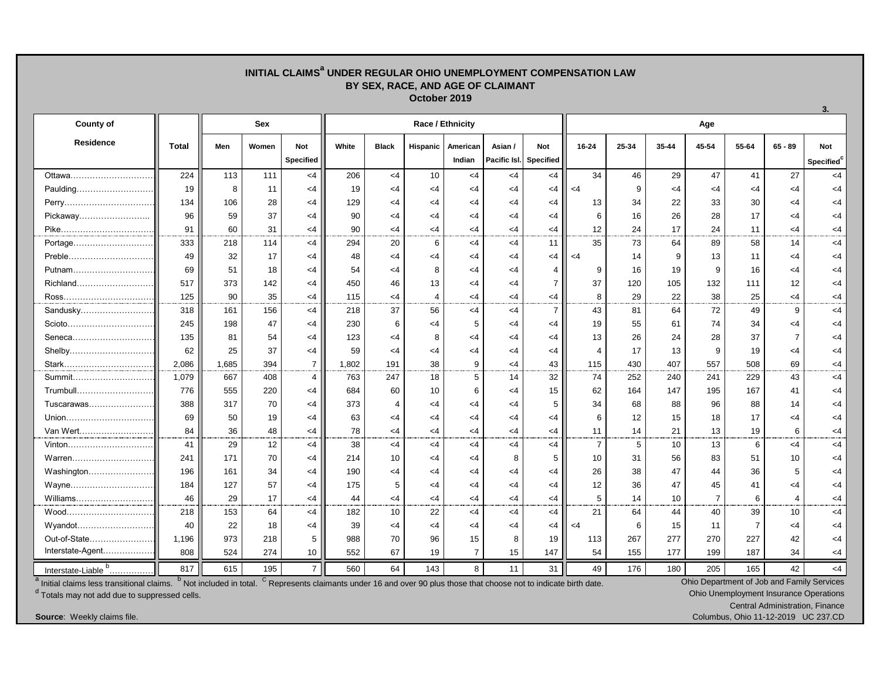# INITIAL CLAIMS[a] UNDER REGULAR OHIO UNEMPLOYMENT COMPENSATION LAW
## BY SEX, RACE, AND AGE OF CLAIMANT
### October 2019

3.

| County of Residence | Total | Sex | | | Race / Ethnicity | | | | | | Age | | | | | | |
|---|---|---|---|---|---|---|---|---|---|---|---|---|---|---|---|---|---|
| | | Men | Women | Not Specified | White | Black | Hispanic | American Indian | Asian / Pacific Isl. | Not Specified | 16-24 | 25-34 | 35-44 | 45-54 | 55-64 | 65 - 89 | Not Specified[c] |
| Ottawa | 224 | 113 | 111 | <4 | 206 | <4 | 10 | <4 | <4 | <4 | 34 | 46 | 29 | 47 | 41 | 27 | <4 |
| Paulding | 19 | 8 | 11 | <4 | 19 | <4 | <4 | <4 | <4 | <4 | <4 | 9 | <4 | <4 | <4 | <4 | <4 |
| Perry | 134 | 106 | 28 | <4 | 129 | <4 | <4 | <4 | <4 | <4 | 13 | 34 | 22 | 33 | 30 | <4 | <4 |
| Pickaway | 96 | 59 | 37 | <4 | 90 | <4 | <4 | <4 | <4 | <4 | 6 | 16 | 26 | 28 | 17 | <4 | <4 |
| Pike | 91 | 60 | 31 | <4 | 90 | <4 | <4 | <4 | <4 | <4 | 12 | 24 | 17 | 24 | 11 | <4 | <4 |
| Portage | 333 | 218 | 114 | <4 | 294 | 20 | 6 | <4 | <4 | 11 | 35 | 73 | 64 | 89 | 58 | 14 | <4 |
| Preble | 49 | 32 | 17 | <4 | 48 | <4 | <4 | <4 | <4 | <4 | <4 | 14 | 9 | 13 | 11 | <4 | <4 |
| Putnam | 69 | 51 | 18 | <4 | 54 | <4 | 8 | <4 | <4 | 4 | 9 | 16 | 19 | 9 | 16 | <4 | <4 |
| Richland | 517 | 373 | 142 | <4 | 450 | 46 | 13 | <4 | <4 | 7 | 37 | 120 | 105 | 132 | 111 | 12 | <4 |
| Ross | 125 | 90 | 35 | <4 | 115 | <4 | 4 | <4 | <4 | <4 | 8 | 29 | 22 | 38 | 25 | <4 | <4 |
| Sandusky | 318 | 161 | 156 | <4 | 218 | 37 | 56 | <4 | <4 | 7 | 43 | 81 | 64 | 72 | 49 | 9 | <4 |
| Scioto | 245 | 198 | 47 | <4 | 230 | 6 | <4 | 5 | <4 | <4 | 19 | 55 | 61 | 74 | 34 | <4 | <4 |
| Seneca | 135 | 81 | 54 | <4 | 123 | <4 | 8 | <4 | <4 | <4 | 13 | 26 | 24 | 28 | 37 | 7 | <4 |
| Shelby | 62 | 25 | 37 | <4 | 59 | <4 | <4 | <4 | <4 | <4 | 4 | 17 | 13 | 9 | 19 | <4 | <4 |
| Stark | 2,086 | 1,685 | 394 | 7 | 1,802 | 191 | 38 | 9 | <4 | 43 | 115 | 430 | 407 | 557 | 508 | 69 | <4 |
| Summit | 1,079 | 667 | 408 | 4 | 763 | 247 | 18 | 5 | 14 | 32 | 74 | 252 | 240 | 241 | 229 | 43 | <4 |
| Trumbull | 776 | 555 | 220 | <4 | 684 | 60 | 10 | 6 | <4 | 15 | 62 | 164 | 147 | 195 | 167 | 41 | <4 |
| Tuscarawas | 388 | 317 | 70 | <4 | 373 | 4 | <4 | <4 | <4 | 5 | 34 | 68 | 88 | 96 | 88 | 14 | <4 |
| Union | 69 | 50 | 19 | <4 | 63 | <4 | <4 | <4 | <4 | <4 | 6 | 12 | 15 | 18 | 17 | <4 | <4 |
| Van Wert | 84 | 36 | 48 | <4 | 78 | <4 | <4 | <4 | <4 | <4 | 11 | 14 | 21 | 13 | 19 | 6 | <4 |
| Vinton | 41 | 29 | 12 | <4 | 38 | <4 | <4 | <4 | <4 | <4 | 7 | 5 | 10 | 13 | 6 | <4 | <4 |
| Warren | 241 | 171 | 70 | <4 | 214 | 10 | <4 | <4 | 8 | 5 | 10 | 31 | 56 | 83 | 51 | 10 | <4 |
| Washington | 196 | 161 | 34 | <4 | 190 | <4 | <4 | <4 | <4 | <4 | 26 | 38 | 47 | 44 | 36 | 5 | <4 |
| Wayne | 184 | 127 | 57 | <4 | 175 | 5 | <4 | <4 | <4 | <4 | 12 | 36 | 47 | 45 | 41 | <4 | <4 |
| Williams | 46 | 29 | 17 | <4 | 44 | <4 | <4 | <4 | <4 | <4 | 5 | 14 | 10 | 7 | 6 | 4 | <4 |
| Wood | 218 | 153 | 64 | <4 | 182 | 10 | 22 | <4 | <4 | <4 | 21 | 64 | 44 | 40 | 39 | 10 | <4 |
| Wyandot | 40 | 22 | 18 | <4 | 39 | <4 | <4 | <4 | <4 | <4 | <4 | 6 | 15 | 11 | 7 | <4 | <4 |
| Out-of-State | 1,196 | 973 | 218 | 5 | 988 | 70 | 96 | 15 | 8 | 19 | 113 | 267 | 277 | 270 | 227 | 42 | <4 |
| Interstate-Agent | 808 | 524 | 274 | 10 | 552 | 67 | 19 | 7 | 15 | 147 | 54 | 155 | 177 | 199 | 187 | 34 | <4 |
| Interstate-Liable[b] | 817 | 615 | 195 | 7 | 560 | 64 | 143 | 8 | 11 | 31 | 49 | 176 | 180 | 205 | 165 | 42 | <4 |

[a] Initial claims less transitional claims. [b] Not included in total. [c] Represents claimants under 16 and over 90 plus those that choose not to indicate birth date.
[d] Totals may not add due to suppressed cells.

Ohio Department of Job and Family Services
Ohio Unemployment Insurance Operations
Central Administration, Finance
Columbus, Ohio 11-12-2019 UC 237.CD

**Source**: Weekly claims file.